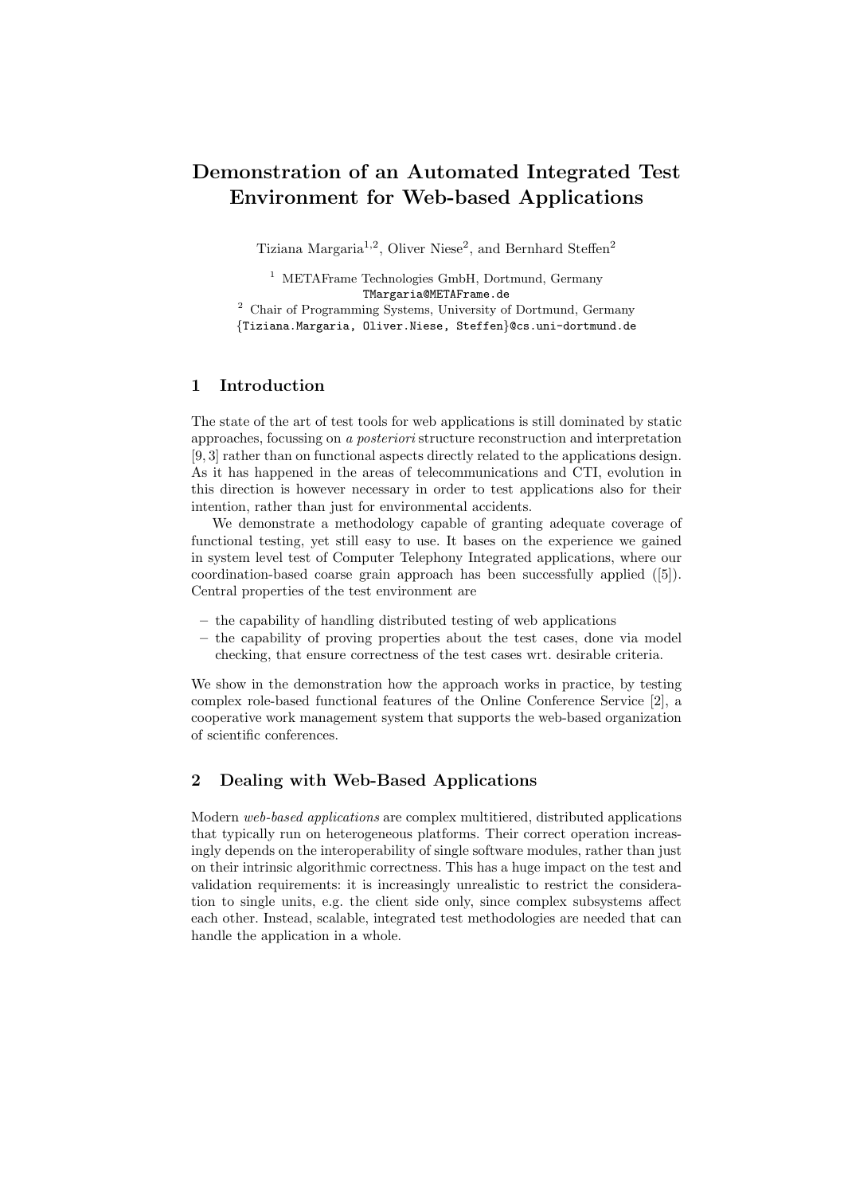# Demonstration of an Automated Integrated Test Environment for Web-based Applications

Tiziana Margaria[1,2], Oliver Niese[2], and Bernhard Steffen[2]

[1] METAFrame Technologies GmbH, Dortmund, Germany
TMargaria@METAFrame.de
[2] Chair of Programming Systems, University of Dortmund, Germany
{Tiziana.Margaria, Oliver.Niese, Steffen}@cs.uni-dortmund.de

## 1 Introduction

The state of the art of test tools for web applications is still dominated by static approaches, focussing on *a posteriori* structure reconstruction and interpretation [9, 3] rather than on functional aspects directly related to the applications design. As it has happened in the areas of telecommunications and CTI, evolution in this direction is however necessary in order to test applications also for their intention, rather than just for environmental accidents.

We demonstrate a methodology capable of granting adequate coverage of functional testing, yet still easy to use. It bases on the experience we gained in system level test of Computer Telephony Integrated applications, where our coordination-based coarse grain approach has been successfully applied ([5]). Central properties of the test environment are

- the capability of handling distributed testing of web applications
- the capability of proving properties about the test cases, done via model checking, that ensure correctness of the test cases wrt. desirable criteria.

We show in the demonstration how the approach works in practice, by testing complex role-based functional features of the Online Conference Service [2], a cooperative work management system that supports the web-based organization of scientific conferences.

## 2 Dealing with Web-Based Applications

Modern *web-based applications* are complex multitiered, distributed applications that typically run on heterogeneous platforms. Their correct operation increasingly depends on the interoperability of single software modules, rather than just on their intrinsic algorithmic correctness. This has a huge impact on the test and validation requirements: it is increasingly unrealistic to restrict the consideration to single units, e.g. the client side only, since complex subsystems affect each other. Instead, scalable, integrated test methodologies are needed that can handle the application in a whole.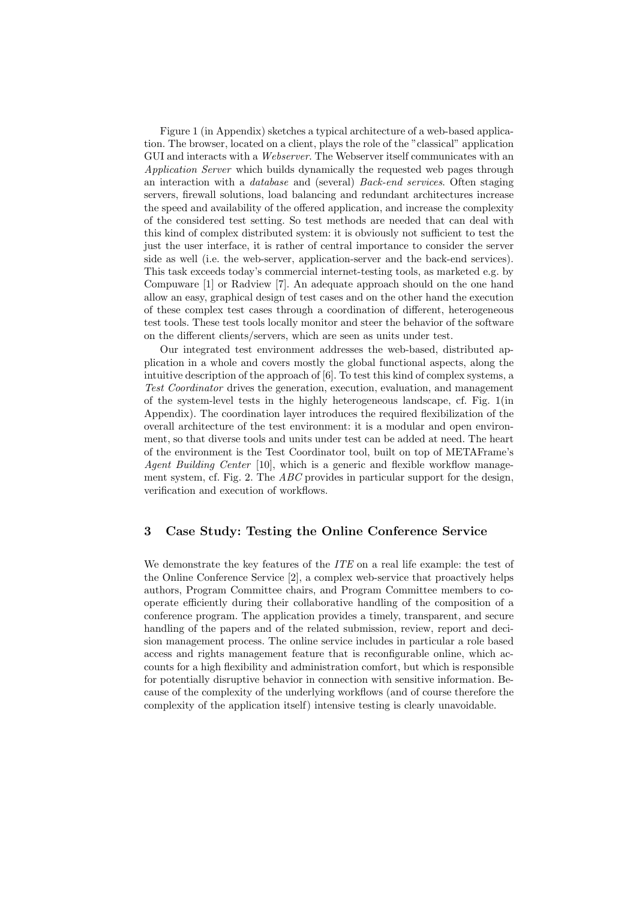Figure 1 (in Appendix) sketches a typical architecture of a web-based application. The browser, located on a client, plays the role of the "classical" application GUI and interacts with a *Webserver*. The Webserver itself communicates with an *Application Server* which builds dynamically the requested web pages through an interaction with a *database* and (several) *Back-end services*. Often staging servers, firewall solutions, load balancing and redundant architectures increase the speed and availability of the offered application, and increase the complexity of the considered test setting. So test methods are needed that can deal with this kind of complex distributed system: it is obviously not sufficient to test the just the user interface, it is rather of central importance to consider the server side as well (i.e. the web-server, application-server and the back-end services). This task exceeds today's commercial internet-testing tools, as marketed e.g. by Compuware [1] or Radview [7]. An adequate approach should on the one hand allow an easy, graphical design of test cases and on the other hand the execution of these complex test cases through a coordination of different, heterogeneous test tools. These test tools locally monitor and steer the behavior of the software on the different clients/servers, which are seen as units under test.

Our integrated test environment addresses the web-based, distributed application in a whole and covers mostly the global functional aspects, along the intuitive description of the approach of [6]. To test this kind of complex systems, a *Test Coordinator* drives the generation, execution, evaluation, and management of the system-level tests in the highly heterogeneous landscape, cf. Fig. 1(in Appendix). The coordination layer introduces the required flexibilization of the overall architecture of the test environment: it is a modular and open environment, so that diverse tools and units under test can be added at need. The heart of the environment is the Test Coordinator tool, built on top of METAFrame's *Agent Building Center* [10], which is a generic and flexible workflow management system, cf. Fig. 2. The *ABC* provides in particular support for the design, verification and execution of workflows.

## 3 Case Study: Testing the Online Conference Service

We demonstrate the key features of the *ITE* on a real life example: the test of the Online Conference Service [2], a complex web-service that proactively helps authors, Program Committee chairs, and Program Committee members to cooperate efficiently during their collaborative handling of the composition of a conference program. The application provides a timely, transparent, and secure handling of the papers and of the related submission, review, report and decision management process. The online service includes in particular a role based access and rights management feature that is reconfigurable online, which accounts for a high flexibility and administration comfort, but which is responsible for potentially disruptive behavior in connection with sensitive information. Because of the complexity of the underlying workflows (and of course therefore the complexity of the application itself) intensive testing is clearly unavoidable.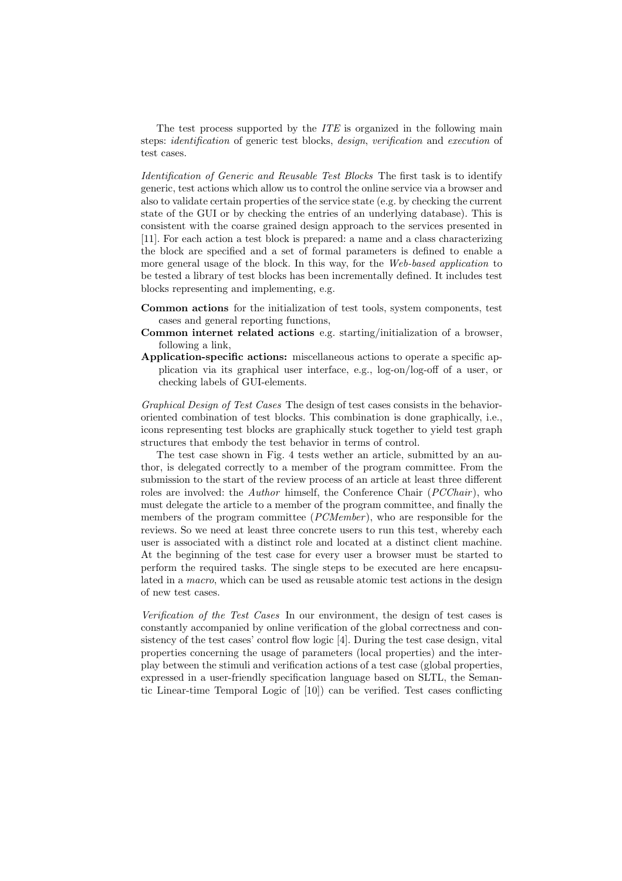The test process supported by the *ITE* is organized in the following main steps: *identification* of generic test blocks, *design*, *verification* and *execution* of test cases.

*Identification of Generic and Reusable Test Blocks* The first task is to identify generic, test actions which allow us to control the online service via a browser and also to validate certain properties of the service state (e.g. by checking the current state of the GUI or by checking the entries of an underlying database). This is consistent with the coarse grained design approach to the services presented in [11]. For each action a test block is prepared: a name and a class characterizing the block are specified and a set of formal parameters is defined to enable a more general usage of the block. In this way, for the *Web-based application* to be tested a library of test blocks has been incrementally defined. It includes test blocks representing and implementing, e.g.

- **Common actions** for the initialization of test tools, system components, test cases and general reporting functions,
- **Common internet related actions** e.g. starting/initialization of a browser, following a link,
- **Application-specific actions:** miscellaneous actions to operate a specific application via its graphical user interface, e.g., log-on/log-off of a user, or checking labels of GUI-elements.

*Graphical Design of Test Cases* The design of test cases consists in the behavior-oriented combination of test blocks. This combination is done graphically, i.e., icons representing test blocks are graphically stuck together to yield test graph structures that embody the test behavior in terms of control.

The test case shown in Fig. 4 tests wether an article, submitted by an author, is delegated correctly to a member of the program committee. From the submission to the start of the review process of an article at least three different roles are involved: the *Author* himself, the Conference Chair (*PCChair*), who must delegate the article to a member of the program committee, and finally the members of the program committee (*PCMember*), who are responsible for the reviews. So we need at least three concrete users to run this test, whereby each user is associated with a distinct role and located at a distinct client machine. At the beginning of the test case for every user a browser must be started to perform the required tasks. The single steps to be executed are here encapsulated in a *macro*, which can be used as reusable atomic test actions in the design of new test cases.

*Verification of the Test Cases* In our environment, the design of test cases is constantly accompanied by online verification of the global correctness and consistency of the test cases' control flow logic [4]. During the test case design, vital properties concerning the usage of parameters (local properties) and the interplay between the stimuli and verification actions of a test case (global properties, expressed in a user-friendly specification language based on SLTL, the Semantic Linear-time Temporal Logic of [10]) can be verified. Test cases conflicting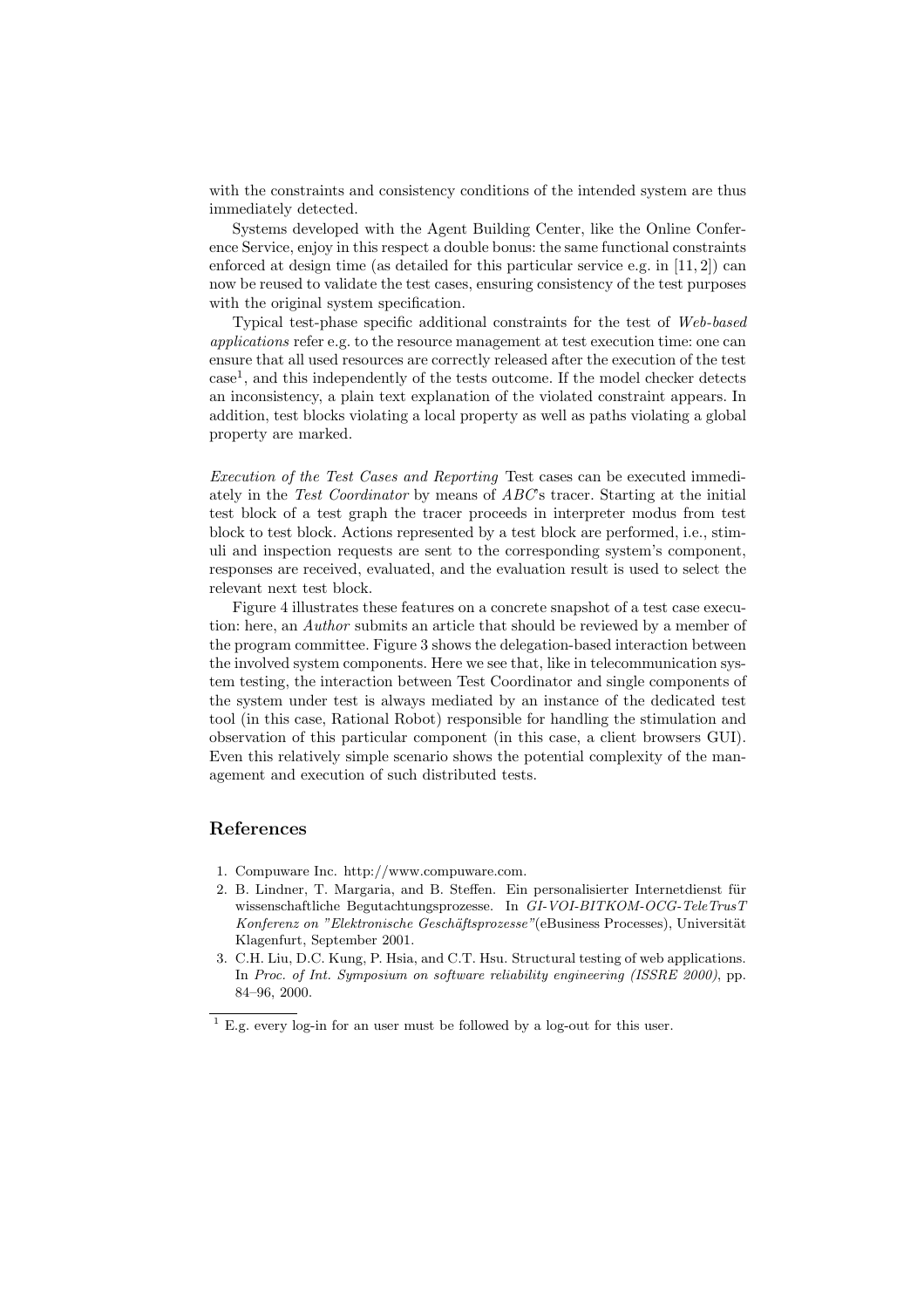with the constraints and consistency conditions of the intended system are thus immediately detected.

Systems developed with the Agent Building Center, like the Online Conference Service, enjoy in this respect a double bonus: the same functional constraints enforced at design time (as detailed for this particular service e.g. in [11, 2]) can now be reused to validate the test cases, ensuring consistency of the test purposes with the original system specification.

Typical test-phase specific additional constraints for the test of *Web-based applications* refer e.g. to the resource management at test execution time: one can ensure that all used resources are correctly released after the execution of the test case[1], and this independently of the tests outcome. If the model checker detects an inconsistency, a plain text explanation of the violated constraint appears. In addition, test blocks violating a local property as well as paths violating a global property are marked.

*Execution of the Test Cases and Reporting* Test cases can be executed immediately in the *Test Coordinator* by means of *ABC*'s tracer. Starting at the initial test block of a test graph the tracer proceeds in interpreter modus from test block to test block. Actions represented by a test block are performed, i.e., stimuli and inspection requests are sent to the corresponding system's component, responses are received, evaluated, and the evaluation result is used to select the relevant next test block.

Figure 4 illustrates these features on a concrete snapshot of a test case execution: here, an *Author* submits an article that should be reviewed by a member of the program committee. Figure 3 shows the delegation-based interaction between the involved system components. Here we see that, like in telecommunication system testing, the interaction between Test Coordinator and single components of the system under test is always mediated by an instance of the dedicated test tool (in this case, Rational Robot) responsible for handling the stimulation and observation of this particular component (in this case, a client browsers GUI). Even this relatively simple scenario shows the potential complexity of the management and execution of such distributed tests.

## References

1. Compuware Inc. http://www.compuware.com.
2. B. Lindner, T. Margaria, and B. Steffen. Ein personalisierter Internetdienst für wissenschaftliche Begutachtungsprozesse. In *GI-VOI-BITKOM-OCG-TeleTrusT Konferenz on "Elektronische Geschäftsprozesse"*(eBusiness Processes), Universität Klagenfurt, September 2001.
3. C.H. Liu, D.C. Kung, P. Hsia, and C.T. Hsu. Structural testing of web applications. In *Proc. of Int. Symposium on software reliability engineering (ISSRE 2000)*, pp. 84–96, 2000.

[1] E.g. every log-in for an user must be followed by a log-out for this user.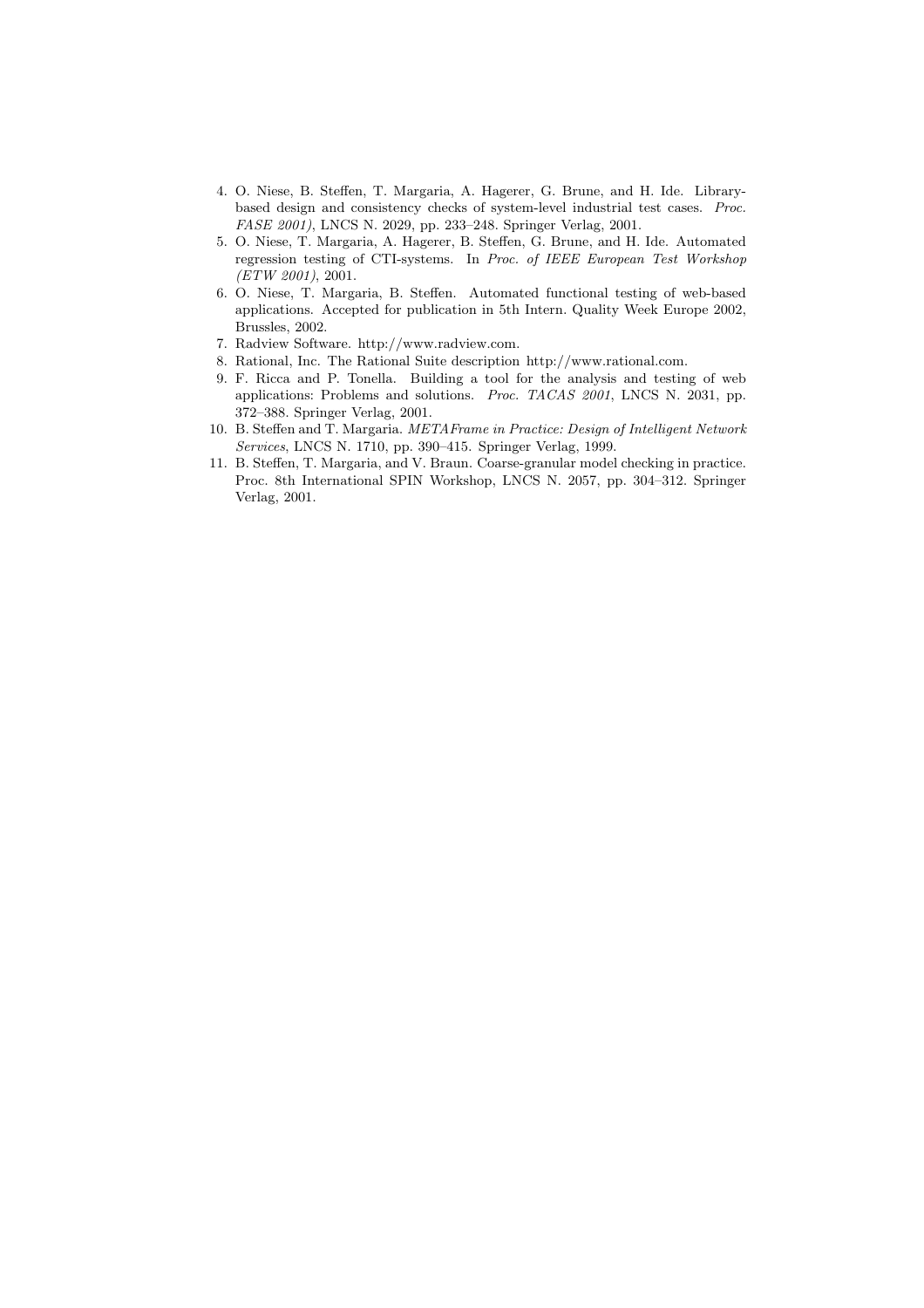4. O. Niese, B. Steffen, T. Margaria, A. Hagerer, G. Brune, and H. Ide. Library-based design and consistency checks of system-level industrial test cases. *Proc. FASE 2001)*, LNCS N. 2029, pp. 233–248. Springer Verlag, 2001.
5. O. Niese, T. Margaria, A. Hagerer, B. Steffen, G. Brune, and H. Ide. Automated regression testing of CTI-systems. In *Proc. of IEEE European Test Workshop (ETW 2001)*, 2001.
6. O. Niese, T. Margaria, B. Steffen. Automated functional testing of web-based applications. Accepted for publication in 5th Intern. Quality Week Europe 2002, Brussles, 2002.
7. Radview Software. http://www.radview.com.
8. Rational, Inc. The Rational Suite description http://www.rational.com.
9. F. Ricca and P. Tonella. Building a tool for the analysis and testing of web applications: Problems and solutions. *Proc. TACAS 2001*, LNCS N. 2031, pp. 372–388. Springer Verlag, 2001.
10. B. Steffen and T. Margaria. *METAFrame in Practice: Design of Intelligent Network Services*, LNCS N. 1710, pp. 390–415. Springer Verlag, 1999.
11. B. Steffen, T. Margaria, and V. Braun. Coarse-granular model checking in practice. Proc. 8th International SPIN Workshop, LNCS N. 2057, pp. 304–312. Springer Verlag, 2001.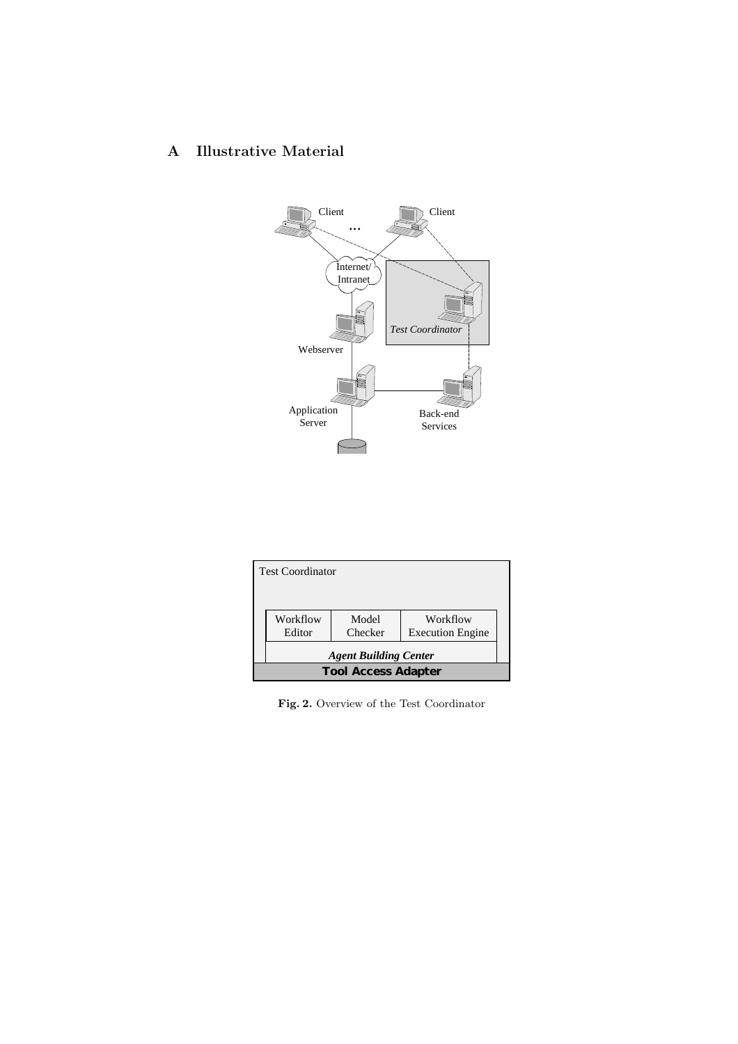## A Illustrative Material

Client

Client

...

Internet/
Intranet

Test Coordinator

Webserver

Application
Server

Back-end
Services

| Test Coordinator | | |
|---|---|---|
| Workflow Editor | Model Checker | Workflow Execution Engine |
| *Agent Building Center* | | |
| **Tool Access Adapter** | | |

**Fig. 2.** Overview of the Test Coordinator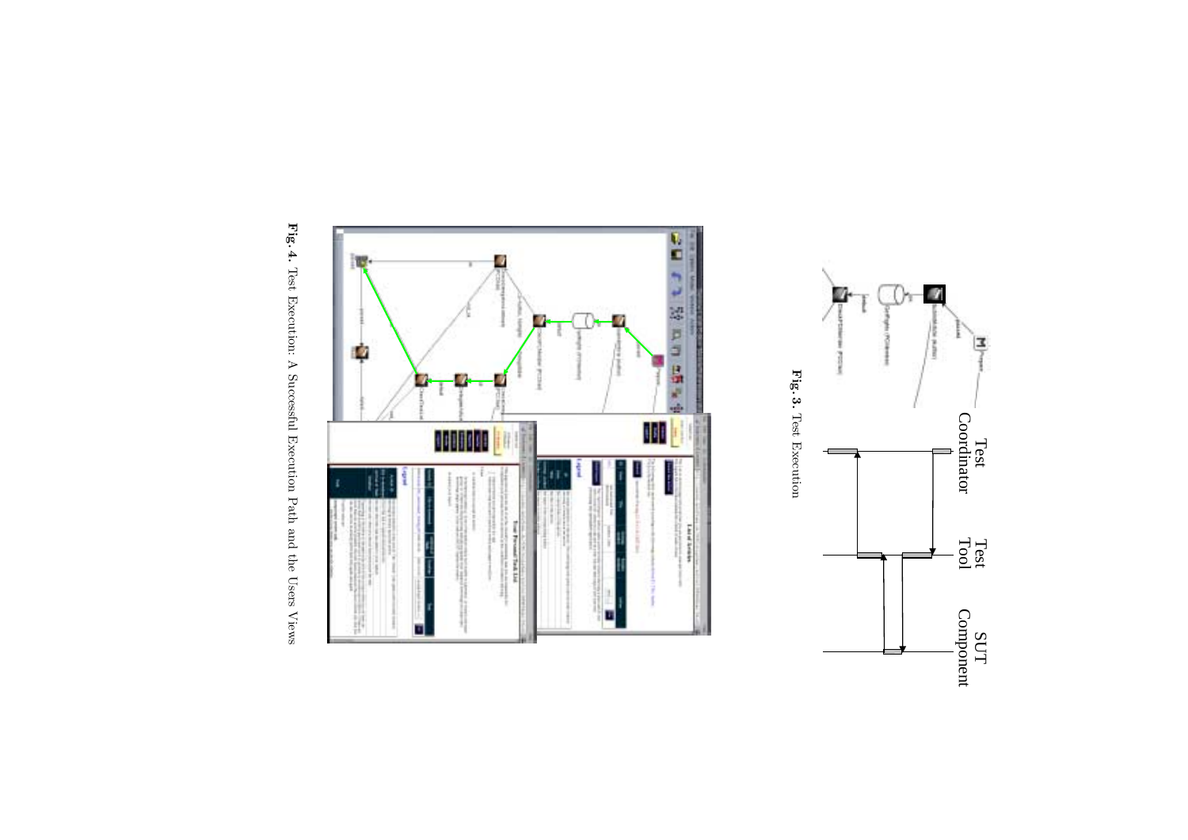Test
Coordinator

Test
Tool

SUT
Component

**Fig. 3.** Test Execution

**Fig. 4.** Test Execution: A Successful Execution Path and the Users Views